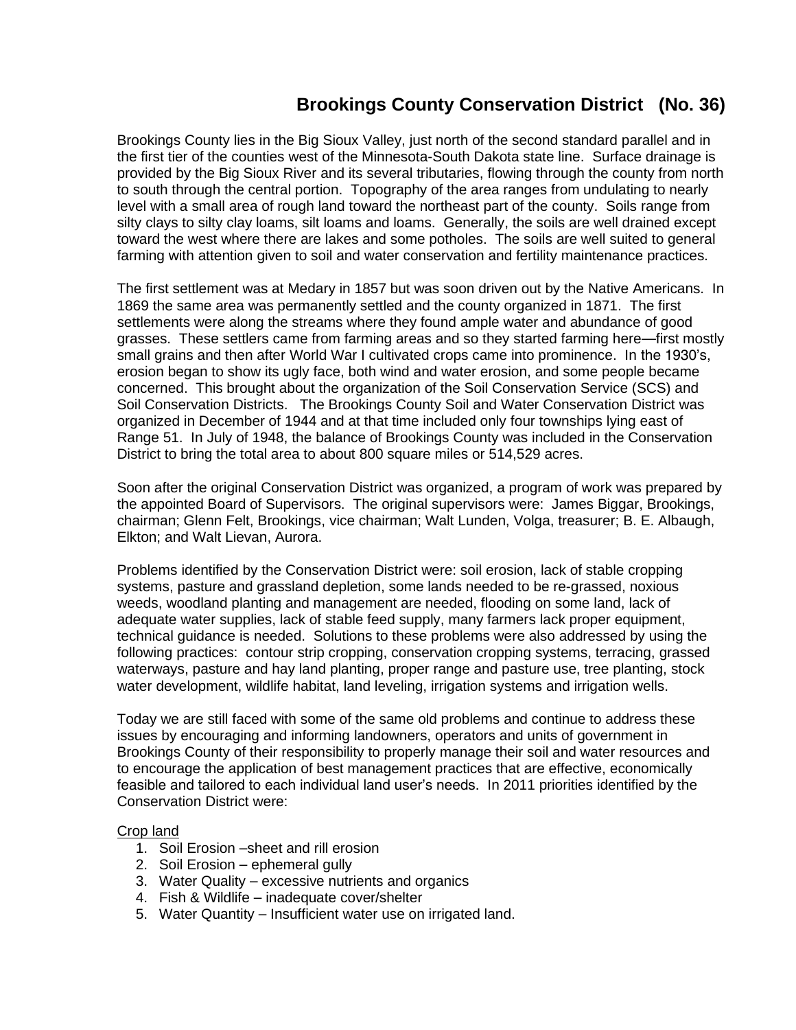# Brookings County Conservation District (No. 36)

Brookings County lies in the Big Sioux Valley, just north of the second standard parallel and in the first tier of the counties west of the Minnesota-South Dakota state line. Surface drainage is provided by the Big Sioux River and its several tributaries, flowing through the county from north to south through the central portion. Topography of the area ranges from undulating to nearly level with a small area of rough land toward the northeast part of the county. Soils range from silty clays to silty clay loams, silt loams and loams. Generally, the soils are well drained except toward the west where there are lakes and some potholes. The soils are well suited to general farming with attention given to soil and water conservation and fertility maintenance practices.

The first settlement was at Medary in 1857 but was soon driven out by the Native Americans. In 1869 the same area was permanently settled and the county organized in 1871. The first settlements were along the streams where they found ample water and abundance of good grasses. These settlers came from farming areas and so they started farming here—first mostly small grains and then after World War I cultivated crops came into prominence. In the 1930's, erosion began to show its ugly face, both wind and water erosion, and some people became concerned. This brought about the organization of the Soil Conservation Service (SCS) and Soil Conservation Districts. The Brookings County Soil and Water Conservation District was organized in December of 1944 and at that time included only four townships lying east of Range 51. In July of 1948, the balance of Brookings County was included in the Conservation District to bring the total area to about 800 square miles or 514,529 acres.

Soon after the original Conservation District was organized, a program of work was prepared by the appointed Board of Supervisors. The original supervisors were: James Biggar, Brookings, chairman; Glenn Felt, Brookings, vice chairman; Walt Lunden, Volga, treasurer; B. E. Albaugh, Elkton; and Walt Lievan, Aurora.

Problems identified by the Conservation District were: soil erosion, lack of stable cropping systems, pasture and grassland depletion, some lands needed to be re-grassed, noxious weeds, woodland planting and management are needed, flooding on some land, lack of adequate water supplies, lack of stable feed supply, many farmers lack proper equipment, technical guidance is needed. Solutions to these problems were also addressed by using the following practices: contour strip cropping, conservation cropping systems, terracing, grassed waterways, pasture and hay land planting, proper range and pasture use, tree planting, stock water development, wildlife habitat, land leveling, irrigation systems and irrigation wells.

Today we are still faced with some of the same old problems and continue to address these issues by encouraging and informing landowners, operators and units of government in Brookings County of their responsibility to properly manage their soil and water resources and to encourage the application of best management practices that are effective, economically feasible and tailored to each individual land user's needs. In 2011 priorities identified by the Conservation District were:

Crop land

1. Soil Erosion –sheet and rill erosion
2. Soil Erosion – ephemeral gully
3. Water Quality – excessive nutrients and organics
4. Fish & Wildlife – inadequate cover/shelter
5. Water Quantity – Insufficient water use on irrigated land.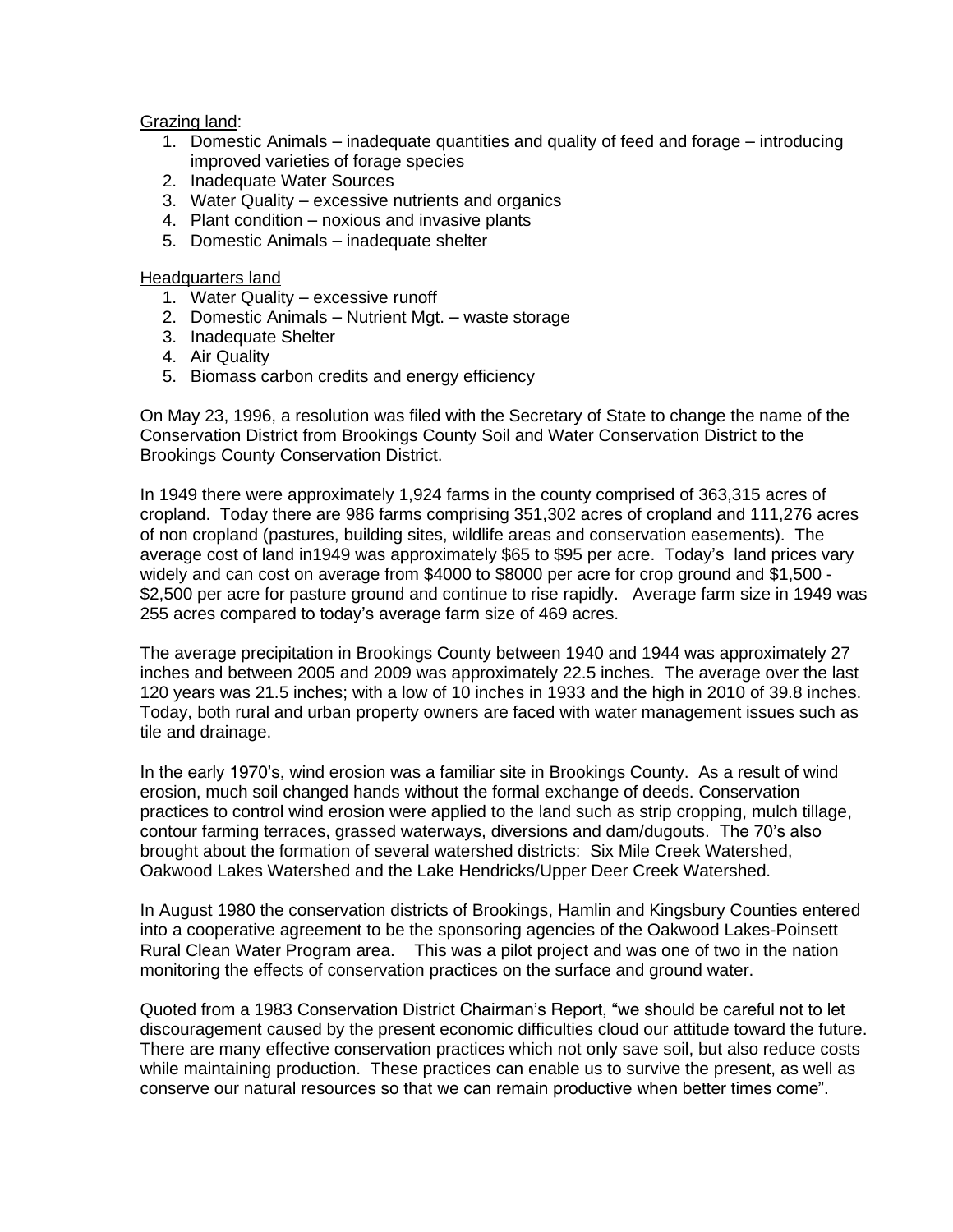Grazing land:

1. Domestic Animals – inadequate quantities and quality of feed and forage – introducing improved varieties of forage species
2. Inadequate Water Sources
3. Water Quality – excessive nutrients and organics
4. Plant condition – noxious and invasive plants
5. Domestic Animals – inadequate shelter

Headquarters land

1. Water Quality – excessive runoff
2. Domestic Animals – Nutrient Mgt. – waste storage
3. Inadequate Shelter
4. Air Quality
5. Biomass carbon credits and energy efficiency

On May 23, 1996, a resolution was filed with the Secretary of State to change the name of the Conservation District from Brookings County Soil and Water Conservation District to the Brookings County Conservation District.

In 1949 there were approximately 1,924 farms in the county comprised of 363,315 acres of cropland. Today there are 986 farms comprising 351,302 acres of cropland and 111,276 acres of non cropland (pastures, building sites, wildlife areas and conservation easements). The average cost of land in1949 was approximately $65 to $95 per acre. Today's land prices vary widely and can cost on average from $4000 to $8000 per acre for crop ground and $1,500 - $2,500 per acre for pasture ground and continue to rise rapidly. Average farm size in 1949 was 255 acres compared to today's average farm size of 469 acres.

The average precipitation in Brookings County between 1940 and 1944 was approximately 27 inches and between 2005 and 2009 was approximately 22.5 inches. The average over the last 120 years was 21.5 inches; with a low of 10 inches in 1933 and the high in 2010 of 39.8 inches. Today, both rural and urban property owners are faced with water management issues such as tile and drainage.

In the early 1970's, wind erosion was a familiar site in Brookings County. As a result of wind erosion, much soil changed hands without the formal exchange of deeds. Conservation practices to control wind erosion were applied to the land such as strip cropping, mulch tillage, contour farming terraces, grassed waterways, diversions and dam/dugouts. The 70's also brought about the formation of several watershed districts: Six Mile Creek Watershed, Oakwood Lakes Watershed and the Lake Hendricks/Upper Deer Creek Watershed.

In August 1980 the conservation districts of Brookings, Hamlin and Kingsbury Counties entered into a cooperative agreement to be the sponsoring agencies of the Oakwood Lakes-Poinsett Rural Clean Water Program area. This was a pilot project and was one of two in the nation monitoring the effects of conservation practices on the surface and ground water.

Quoted from a 1983 Conservation District Chairman's Report, "we should be careful not to let discouragement caused by the present economic difficulties cloud our attitude toward the future. There are many effective conservation practices which not only save soil, but also reduce costs while maintaining production. These practices can enable us to survive the present, as well as conserve our natural resources so that we can remain productive when better times come".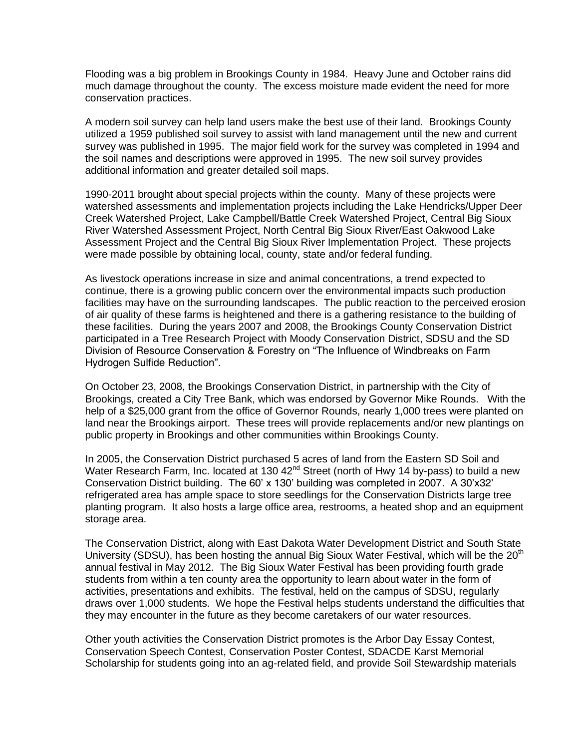Flooding was a big problem in Brookings County in 1984. Heavy June and October rains did much damage throughout the county. The excess moisture made evident the need for more conservation practices.

A modern soil survey can help land users make the best use of their land. Brookings County utilized a 1959 published soil survey to assist with land management until the new and current survey was published in 1995. The major field work for the survey was completed in 1994 and the soil names and descriptions were approved in 1995. The new soil survey provides additional information and greater detailed soil maps.

1990-2011 brought about special projects within the county. Many of these projects were watershed assessments and implementation projects including the Lake Hendricks/Upper Deer Creek Watershed Project, Lake Campbell/Battle Creek Watershed Project, Central Big Sioux River Watershed Assessment Project, North Central Big Sioux River/East Oakwood Lake Assessment Project and the Central Big Sioux River Implementation Project. These projects were made possible by obtaining local, county, state and/or federal funding.

As livestock operations increase in size and animal concentrations, a trend expected to continue, there is a growing public concern over the environmental impacts such production facilities may have on the surrounding landscapes. The public reaction to the perceived erosion of air quality of these farms is heightened and there is a gathering resistance to the building of these facilities. During the years 2007 and 2008, the Brookings County Conservation District participated in a Tree Research Project with Moody Conservation District, SDSU and the SD Division of Resource Conservation & Forestry on "The Influence of Windbreaks on Farm Hydrogen Sulfide Reduction".

On October 23, 2008, the Brookings Conservation District, in partnership with the City of Brookings, created a City Tree Bank, which was endorsed by Governor Mike Rounds. With the help of a $25,000 grant from the office of Governor Rounds, nearly 1,000 trees were planted on land near the Brookings airport. These trees will provide replacements and/or new plantings on public property in Brookings and other communities within Brookings County.

In 2005, the Conservation District purchased 5 acres of land from the Eastern SD Soil and Water Research Farm, Inc. located at 130 42nd Street (north of Hwy 14 by-pass) to build a new Conservation District building. The 60' x 130' building was completed in 2007. A 30'x32' refrigerated area has ample space to store seedlings for the Conservation Districts large tree planting program. It also hosts a large office area, restrooms, a heated shop and an equipment storage area.

The Conservation District, along with East Dakota Water Development District and South State University (SDSU), has been hosting the annual Big Sioux Water Festival, which will be the 20th annual festival in May 2012. The Big Sioux Water Festival has been providing fourth grade students from within a ten county area the opportunity to learn about water in the form of activities, presentations and exhibits. The festival, held on the campus of SDSU, regularly draws over 1,000 students. We hope the Festival helps students understand the difficulties that they may encounter in the future as they become caretakers of our water resources.

Other youth activities the Conservation District promotes is the Arbor Day Essay Contest, Conservation Speech Contest, Conservation Poster Contest, SDACDE Karst Memorial Scholarship for students going into an ag-related field, and provide Soil Stewardship materials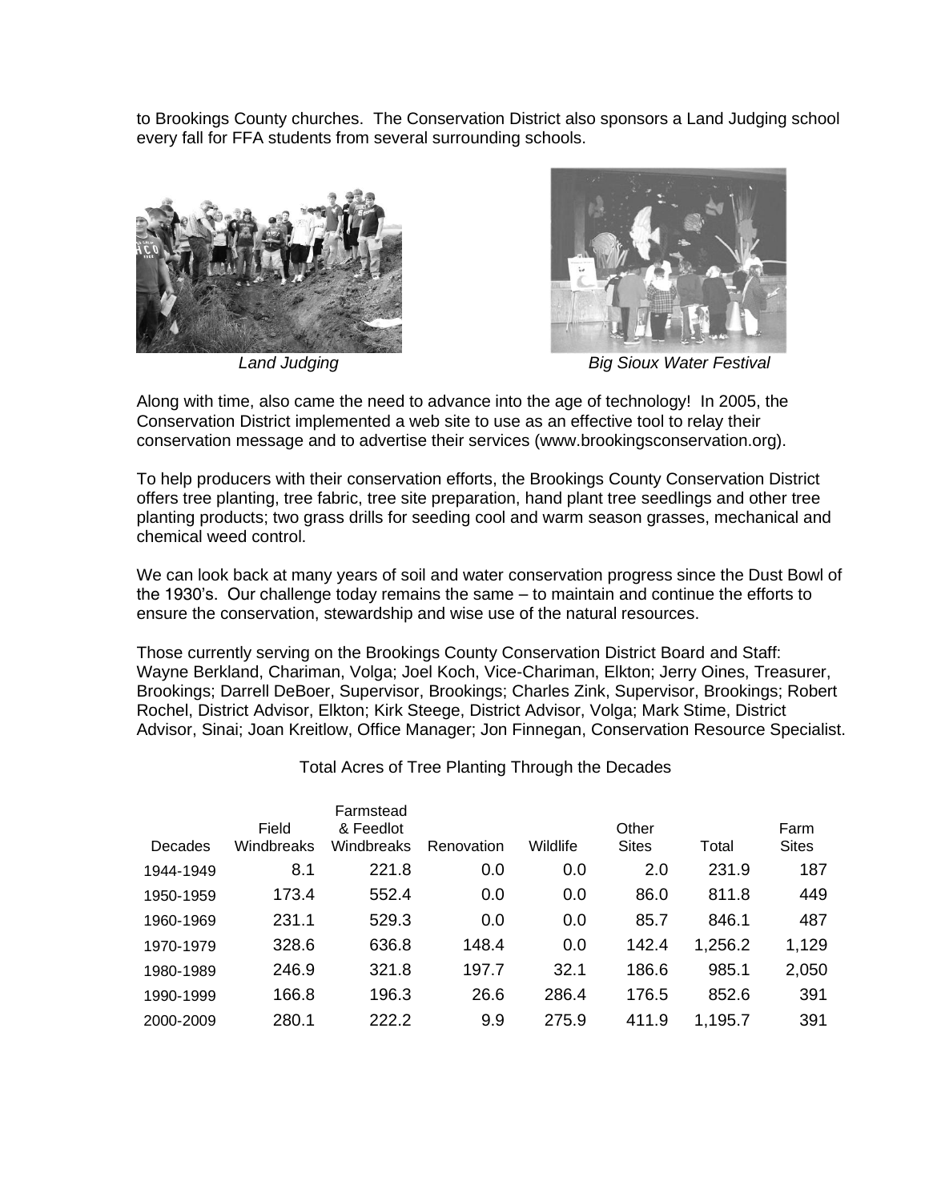to Brookings County churches. The Conservation District also sponsors a Land Judging school every fall for FFA students from several surrounding schools.

*Land Judging*

*Big Sioux Water Festival*

Along with time, also came the need to advance into the age of technology! In 2005, the Conservation District implemented a web site to use as an effective tool to relay their conservation message and to advertise their services (www.brookingsconservation.org).

To help producers with their conservation efforts, the Brookings County Conservation District offers tree planting, tree fabric, tree site preparation, hand plant tree seedlings and other tree planting products; two grass drills for seeding cool and warm season grasses, mechanical and chemical weed control.

We can look back at many years of soil and water conservation progress since the Dust Bowl of the 1930's. Our challenge today remains the same – to maintain and continue the efforts to ensure the conservation, stewardship and wise use of the natural resources.

Those currently serving on the Brookings County Conservation District Board and Staff: Wayne Berkland, Chariman, Volga; Joel Koch, Vice-Chariman, Elkton; Jerry Oines, Treasurer, Brookings; Darrell DeBoer, Supervisor, Brookings; Charles Zink, Supervisor, Brookings; Robert Rochel, District Advisor, Elkton; Kirk Steege, District Advisor, Volga; Mark Stime, District Advisor, Sinai; Joan Kreitlow, Office Manager; Jon Finnegan, Conservation Resource Specialist.

Total Acres of Tree Planting Through the Decades

| Decades | Field Windbreaks | Farmstead & Feedlot Windbreaks | Renovation | Wildlife | Other Sites | Total | Farm Sites |
|---|---|---|---|---|---|---|---|
| 1944-1949 | 8.1 | 221.8 | 0.0 | 0.0 | 2.0 | 231.9 | 187 |
| 1950-1959 | 173.4 | 552.4 | 0.0 | 0.0 | 86.0 | 811.8 | 449 |
| 1960-1969 | 231.1 | 529.3 | 0.0 | 0.0 | 85.7 | 846.1 | 487 |
| 1970-1979 | 328.6 | 636.8 | 148.4 | 0.0 | 142.4 | 1,256.2 | 1,129 |
| 1980-1989 | 246.9 | 321.8 | 197.7 | 32.1 | 186.6 | 985.1 | 2,050 |
| 1990-1999 | 166.8 | 196.3 | 26.6 | 286.4 | 176.5 | 852.6 | 391 |
| 2000-2009 | 280.1 | 222.2 | 9.9 | 275.9 | 411.9 | 1,195.7 | 391 |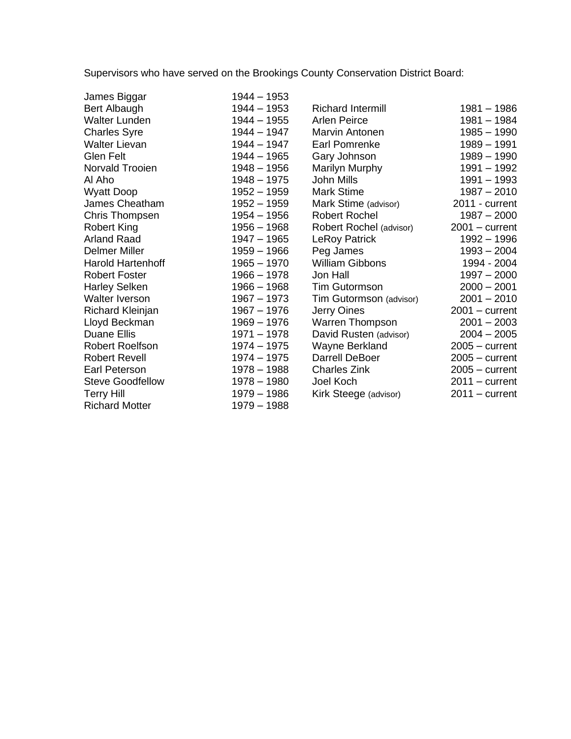Supervisors who have served on the Brookings County Conservation District Board:

| | | | |
|---|---|---|---|
| James Biggar | 1944 – 1953 | | |
| Bert Albaugh | 1944 – 1953 | Richard Intermill | 1981 – 1986 |
| Walter Lunden | 1944 – 1955 | Arlen Peirce | 1981 – 1984 |
| Charles Syre | 1944 – 1947 | Marvin Antonen | 1985 – 1990 |
| Walter Lievan | 1944 – 1947 | Earl Pomrenke | 1989 – 1991 |
| Glen Felt | 1944 – 1965 | Gary Johnson | 1989 – 1990 |
| Norvald Trooien | 1948 – 1956 | Marilyn Murphy | 1991 – 1992 |
| Al Aho | 1948 – 1975 | John Mills | 1991 – 1993 |
| Wyatt Doop | 1952 – 1959 | Mark Stime | 1987 – 2010 |
| James Cheatham | 1952 – 1959 | Mark Stime (advisor) | 2011 - current |
| Chris Thompsen | 1954 – 1956 | Robert Rochel | 1987 – 2000 |
| Robert King | 1956 – 1968 | Robert Rochel (advisor) | 2001 – current |
| Arland Raad | 1947 – 1965 | LeRoy Patrick | 1992 – 1996 |
| Delmer Miller | 1959 – 1966 | Peg James | 1993 – 2004 |
| Harold Hartenhoff | 1965 – 1970 | William Gibbons | 1994 - 2004 |
| Robert Foster | 1966 – 1978 | Jon Hall | 1997 – 2000 |
| Harley Selken | 1966 – 1968 | Tim Gutormson | 2000 – 2001 |
| Walter Iverson | 1967 – 1973 | Tim Gutormson (advisor) | 2001 – 2010 |
| Richard Kleinjan | 1967 – 1976 | Jerry Oines | 2001 – current |
| Lloyd Beckman | 1969 – 1976 | Warren Thompson | 2001 – 2003 |
| Duane Ellis | 1971 – 1978 | David Rusten (advisor) | 2004 – 2005 |
| Robert Roelfson | 1974 – 1975 | Wayne Berkland | 2005 – current |
| Robert Revell | 1974 – 1975 | Darrell DeBoer | 2005 – current |
| Earl Peterson | 1978 – 1988 | Charles Zink | 2005 – current |
| Steve Goodfellow | 1978 – 1980 | Joel Koch | 2011 – current |
| Terry Hill | 1979 – 1986 | Kirk Steege (advisor) | 2011 – current |
| Richard Motter | 1979 – 1988 | | |